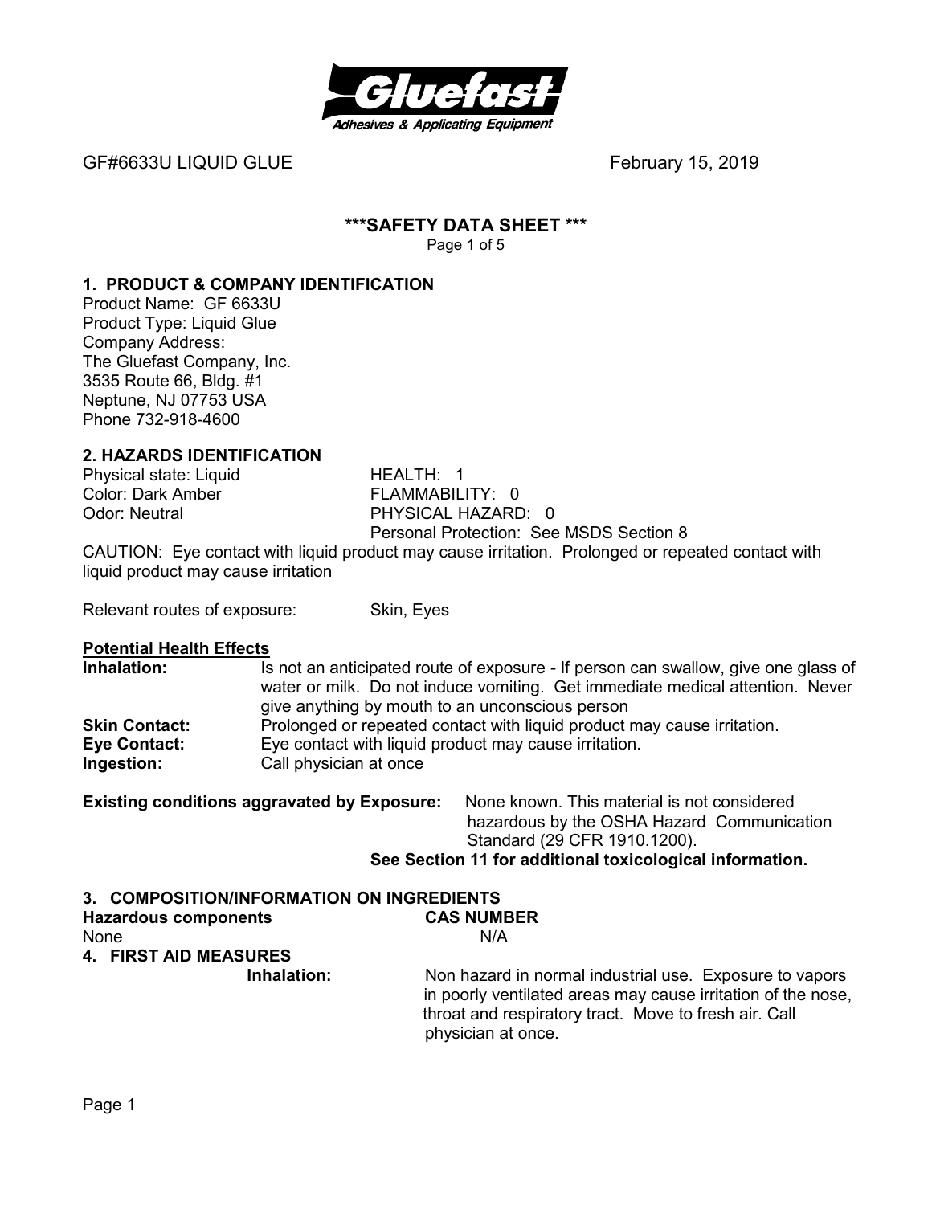GF#6633U LIQUID GLUE February 15, 2019

# ***SAFETY DATA SHEET ***

## 1. PRODUCT & COMPANY IDENTIFICATION

Product Name: GF 6633U
Product Type: Liquid Glue
Company Address:
The Gluefast Company, Inc.
3535 Route 66, Bldg. #1
Neptune, NJ 07753 USA
Phone 732-918-4600

## 2. HAZARDS IDENTIFICATION

| | |
|---|---|
| Physical state: Liquid | HEALTH: 1 |
| Color: Dark Amber | FLAMMABILITY: 0 |
| Odor: Neutral | PHYSICAL HAZARD: 0 |
| | Personal Protection: See MSDS Section 8 |

CAUTION: Eye contact with liquid product may cause irritation. Prolonged or repeated contact with liquid product may cause irritation

Relevant routes of exposure: Skin, Eyes

**Potential Health Effects**

**Inhalation:** Is not an anticipated route of exposure - If person can swallow, give one glass of water or milk. Do not induce vomiting. Get immediate medical attention. Never give anything by mouth to an unconscious person

**Skin Contact:** Prolonged or repeated contact with liquid product may cause irritation.

**Eye Contact:** Eye contact with liquid product may cause irritation.

**Ingestion:** Call physician at once

**Existing conditions aggravated by Exposure:** None known. This material is not considered hazardous by the OSHA Hazard Communication Standard (29 CFR 1910.1200).

**See Section 11 for additional toxicological information.**

## 3. COMPOSITION/INFORMATION ON INGREDIENTS

| **Hazardous components** | **CAS NUMBER** |
|---|---|
| None | N/A |

## 4. FIRST AID MEASURES

**Inhalation:** Non hazard in normal industrial use. Exposure to vapors in poorly ventilated areas may cause irritation of the nose, throat and respiratory tract. Move to fresh air. Call physician at once.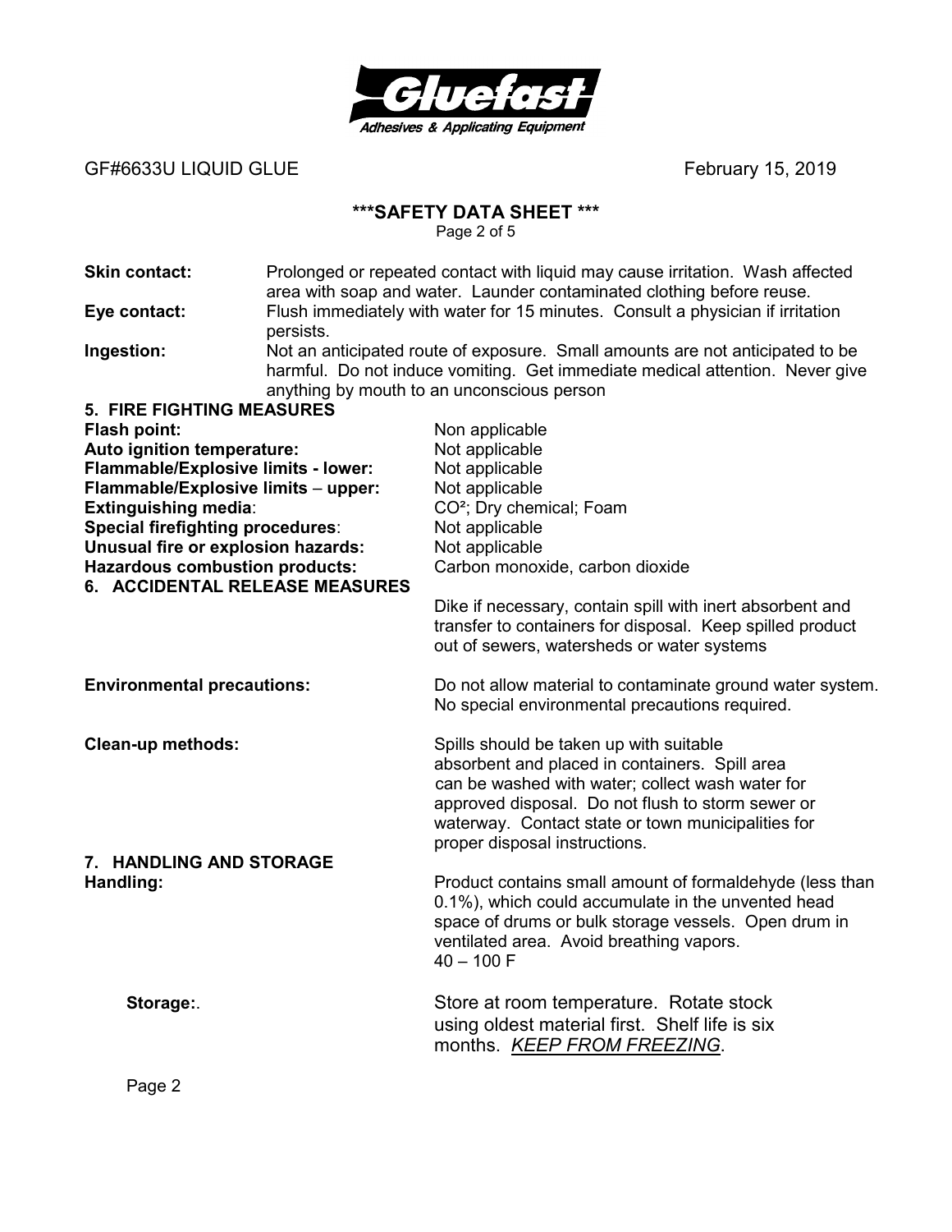**Skin contact:** Prolonged or repeated contact with liquid may cause irritation. Wash affected area with soap and water. Launder contaminated clothing before reuse.

**Eye contact:** Flush immediately with water for 15 minutes. Consult a physician if irritation persists.

**Ingestion:** Not an anticipated route of exposure. Small amounts are not anticipated to be harmful. Do not induce vomiting. Get immediate medical attention. Never give anything by mouth to an unconscious person

## 5. FIRE FIGHTING MEASURES

| | |
|---|---|
| **Flash point:** | Non applicable |
| **Auto ignition temperature:** | Not applicable |
| **Flammable/Explosive limits - lower:** | Not applicable |
| **Flammable/Explosive limits – upper:** | Not applicable |
| **Extinguishing media**: | $CO^2$; Dry chemical; Foam |
| **Special firefighting procedures**: | Not applicable |
| **Unusual fire or explosion hazards:** | Not applicable |
| **Hazardous combustion products:** | Carbon monoxide, carbon dioxide |

## 6. ACCIDENTAL RELEASE MEASURES

Dike if necessary, contain spill with inert absorbent and transfer to containers for disposal. Keep spilled product out of sewers, watersheds or water systems

**Environmental precautions:** Do not allow material to contaminate ground water system. No special environmental precautions required.

**Clean-up methods:** Spills should be taken up with suitable absorbent and placed in containers. Spill area can be washed with water; collect wash water for approved disposal. Do not flush to storm sewer or waterway. Contact state or town municipalities for proper disposal instructions.

## 7. HANDLING AND STORAGE

**Handling:** Product contains small amount of formaldehyde (less than 0.1%), which could accumulate in the unvented head space of drums or bulk storage vessels. Open drum in ventilated area. Avoid breathing vapors.
40 – 100 F

**Storage:**. Store at room temperature. Rotate stock using oldest material first. Shelf life is six months. *KEEP FROM FREEZING*.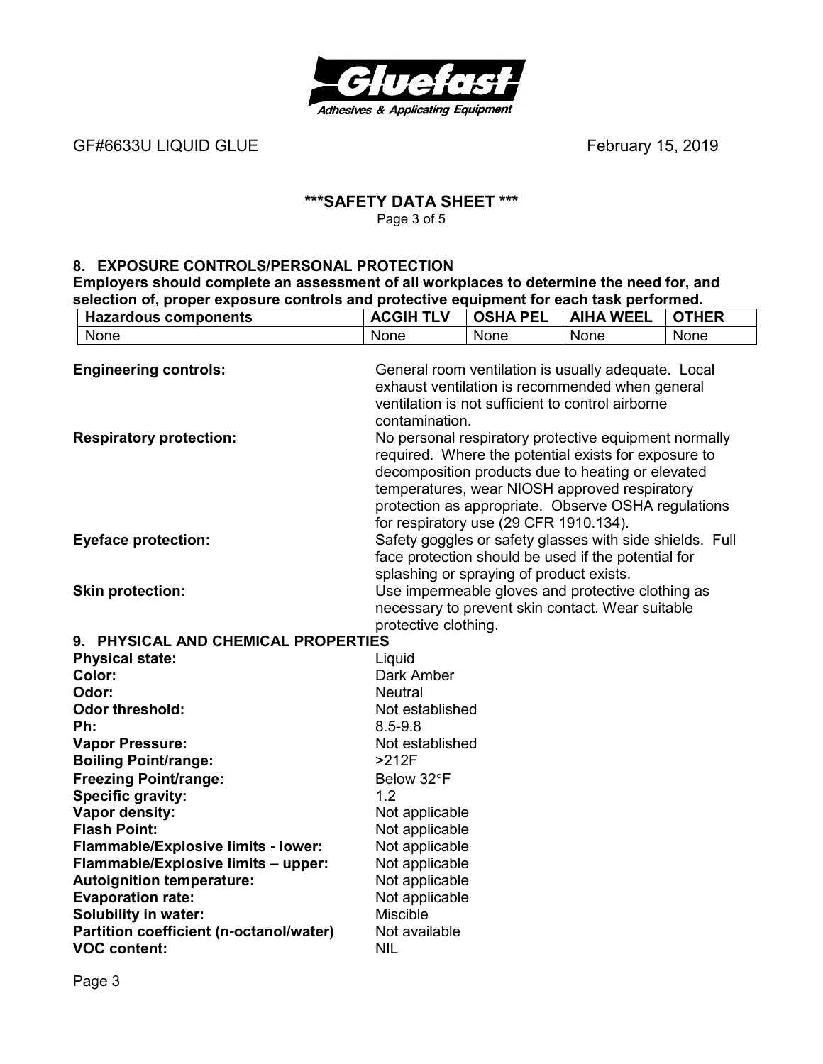GF#6633U LIQUID GLUE February 15, 2019

## ***SAFETY DATA SHEET ***

### 8. EXPOSURE CONTROLS/PERSONAL PROTECTION

**Employers should complete an assessment of all workplaces to determine the need for, and selection of, proper exposure controls and protective equipment for each task performed.**

| Hazardous components | ACGIH TLV | OSHA PEL | AIHA WEEL | OTHER |
|---|---|---|---|---|
| None | None | None | None | None |

**Engineering controls:** General room ventilation is usually adequate. Local exhaust ventilation is recommended when general ventilation is not sufficient to control airborne contamination.

**Respiratory protection:** No personal respiratory protective equipment normally required. Where the potential exists for exposure to decomposition products due to heating or elevated temperatures, wear NIOSH approved respiratory protection as appropriate. Observe OSHA regulations for respiratory use (29 CFR 1910.134).

**Eyeface protection:** Safety goggles or safety glasses with side shields. Full face protection should be used if the potential for splashing or spraying of product exists.

**Skin protection:** Use impermeable gloves and protective clothing as necessary to prevent skin contact. Wear suitable protective clothing.

### 9. PHYSICAL AND CHEMICAL PROPERTIES

| | |
|---|---|
| **Physical state:** | Liquid |
| **Color:** | Dark Amber |
| **Odor:** | Neutral |
| **Odor threshold:** | Not established |
| **Ph:** | 8.5-9.8 |
| **Vapor Pressure:** | Not established |
| **Boiling Point/range:** | >212F |
| **Freezing Point/range:** | Below 32°F |
| **Specific gravity:** | 1.2 |
| **Vapor density:** | Not applicable |
| **Flash Point:** | Not applicable |
| **Flammable/Explosive limits - lower:** | Not applicable |
| **Flammable/Explosive limits – upper:** | Not applicable |
| **Autoignition temperature:** | Not applicable |
| **Evaporation rate:** | Not applicable |
| **Solubility in water:** | Miscible |
| **Partition coefficient (n-octanol/water)** | Not available |
| **VOC content:** | NIL |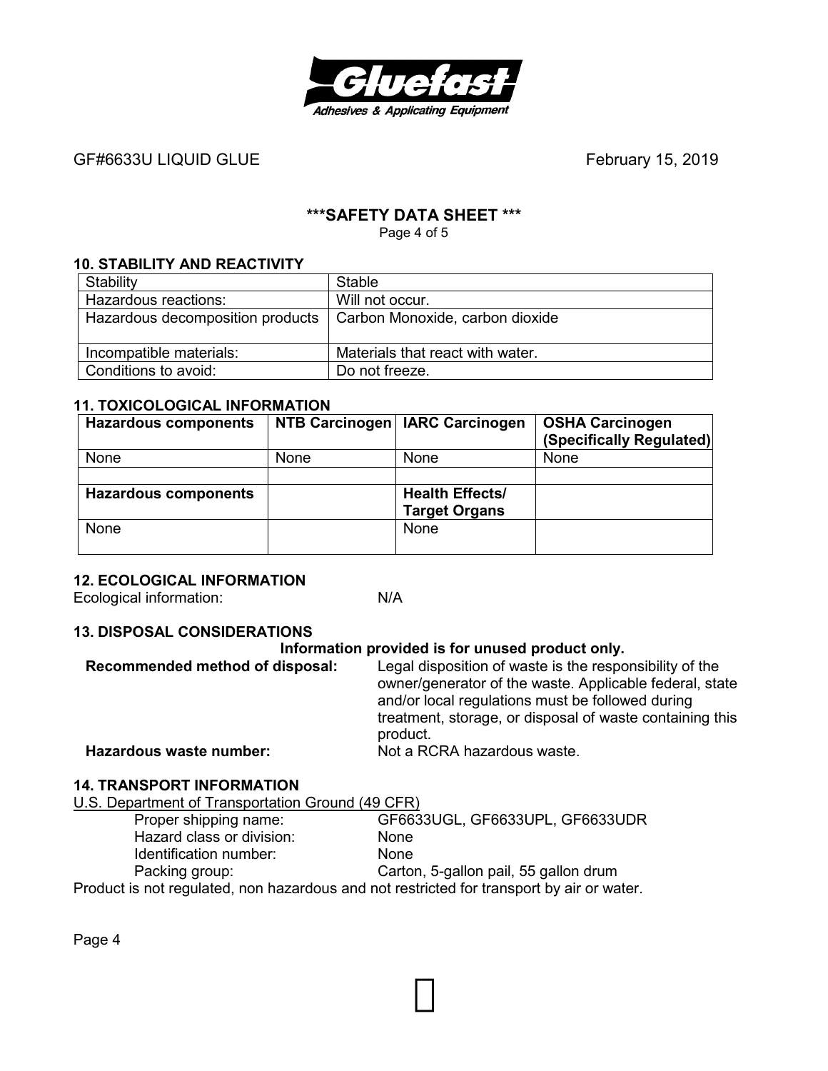GF#6633U LIQUID GLUE February 15, 2019

## ***SAFETY DATA SHEET ***

## 10. STABILITY AND REACTIVITY

| Stability | Stable |
|---|---|
| Hazardous reactions: | Will not occur. |
| Hazardous decomposition products | Carbon Monoxide, carbon dioxide |
| Incompatible materials: | Materials that react with water. |
| Conditions to avoid: | Do not freeze. |

## 11. TOXICOLOGICAL INFORMATION

| Hazardous components | NTB Carcinogen | IARC Carcinogen | OSHA Carcinogen (Specifically Regulated) |
|---|---|---|---|
| None | None | None | None |
| | | | |
| **Hazardous components** | | **Health Effects/ Target Organs** | |
| None | | None | |

## 12. ECOLOGICAL INFORMATION

Ecological information: N/A

## 13. DISPOSAL CONSIDERATIONS

**Information provided is for unused product only.**

**Recommended method of disposal:** Legal disposition of waste is the responsibility of the owner/generator of the waste. Applicable federal, state and/or local regulations must be followed during treatment, storage, or disposal of waste containing this product.

**Hazardous waste number:** Not a RCRA hazardous waste.

## 14. TRANSPORT INFORMATION

U.S. Department of Transportation Ground (49 CFR)

- Proper shipping name: GF6633UGL, GF6633UPL, GF6633UDR
- Hazard class or division: None
- Identification number: None
- Packing group: Carton, 5-gallon pail, 55 gallon drum

Product is not regulated, non hazardous and not restricted for transport by air or water.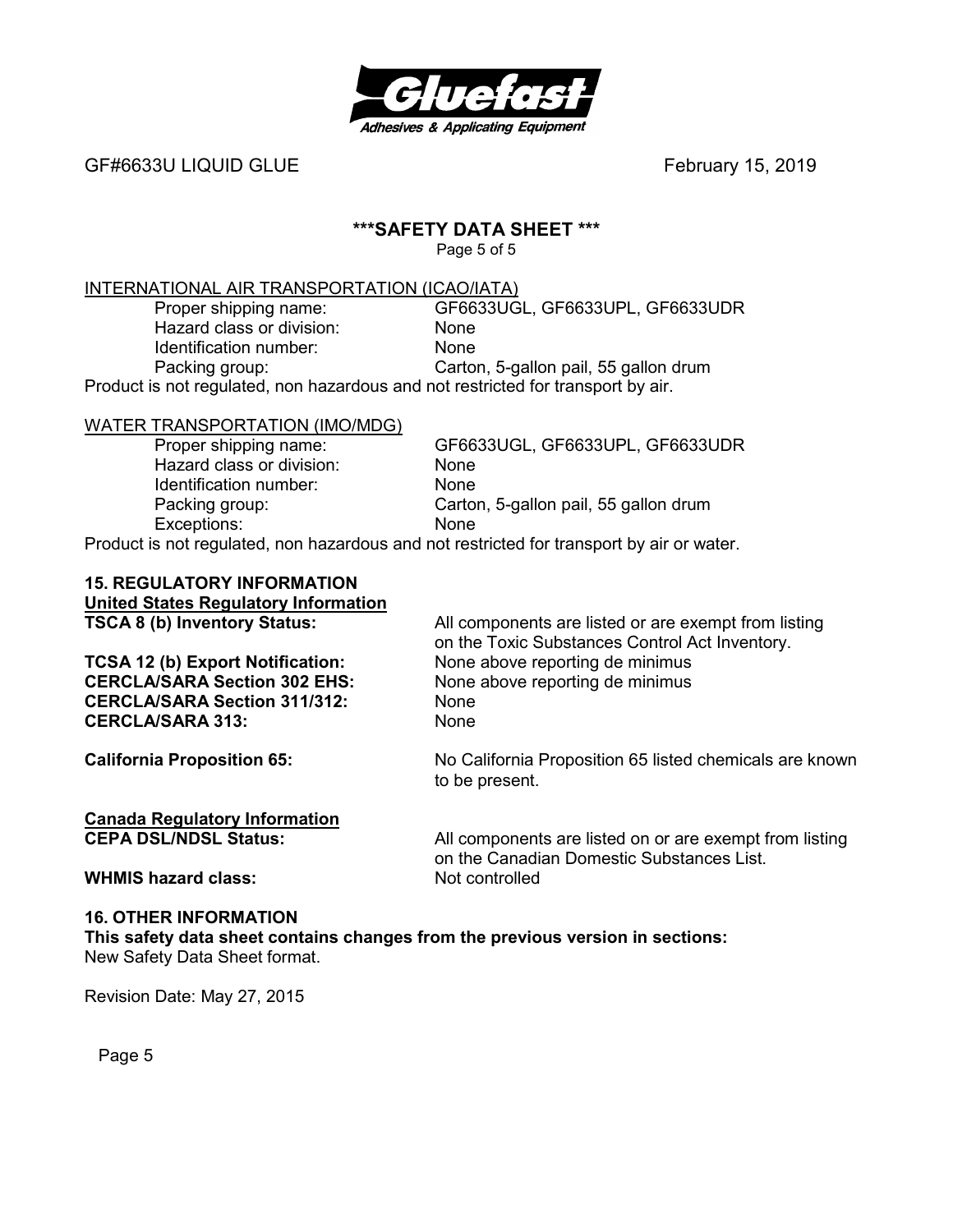INTERNATIONAL AIR TRANSPORTATION (ICAO/IATA)

| | |
|---|---|
| Proper shipping name: | GF6633UGL, GF6633UPL, GF6633UDR |
| Hazard class or division: | None |
| Identification number: | None |
| Packing group: | Carton, 5-gallon pail, 55 gallon drum |

Product is not regulated, non hazardous and not restricted for transport by air.

WATER TRANSPORTATION (IMO/MDG)

| | |
|---|---|
| Proper shipping name: | GF6633UGL, GF6633UPL, GF6633UDR |
| Hazard class or division: | None |
| Identification number: | None |
| Packing group: | Carton, 5-gallon pail, 55 gallon drum |
| Exceptions: | None |

Product is not regulated, non hazardous and not restricted for transport by air or water.

## 15. REGULATORY INFORMATION

**United States Regulatory Information**

| | |
|---|---|
| **TSCA 8 (b) Inventory Status:** | All components are listed or are exempt from listing on the Toxic Substances Control Act Inventory. |
| **TCSA 12 (b) Export Notification:** | None above reporting de minimus |
| **CERCLA/SARA Section 302 EHS:** | None above reporting de minimus |
| **CERCLA/SARA Section 311/312:** | None |
| **CERCLA/SARA 313:** | None |
| **California Proposition 65:** | No California Proposition 65 listed chemicals are known to be present. |

**Canada Regulatory Information**

| | |
|---|---|
| **CEPA DSL/NDSL Status:** | All components are listed on or are exempt from listing on the Canadian Domestic Substances List. |
| **WHMIS hazard class:** | Not controlled |

## 16. OTHER INFORMATION

**This safety data sheet contains changes from the previous version in sections:**
New Safety Data Sheet format.

Revision Date: May 27, 2015